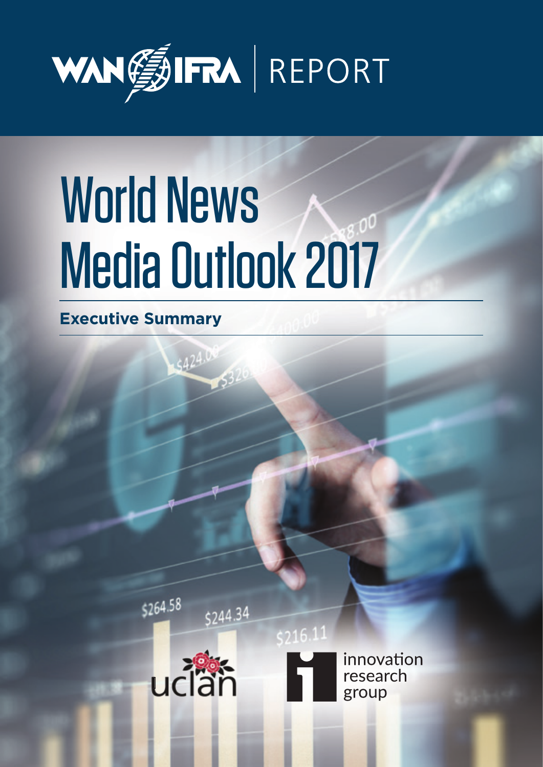WAN IFRA | REPORT

# World News Media Outlook 2017

**Executive Summary**

uclan

innovation research group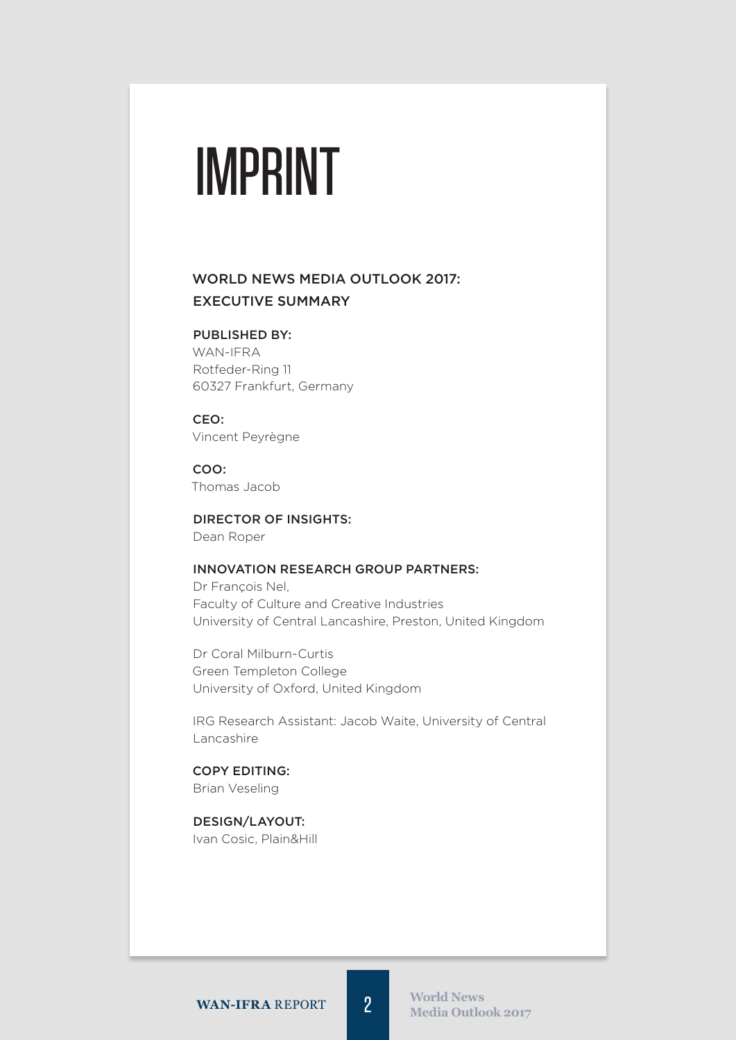# IMPRINT

## WORLD NEWS MEDIA OUTLOOK 2017: EXECUTIVE SUMMARY

**PUBLISHED BY:**
WAN-IFRA
Rotfeder-Ring 11
60327 Frankfurt, Germany

**CEO:**
Vincent Peyrègne

**COO:**
Thomas Jacob

**DIRECTOR OF INSIGHTS:**
Dean Roper

**INNOVATION RESEARCH GROUP PARTNERS:**
Dr François Nel,
Faculty of Culture and Creative Industries
University of Central Lancashire, Preston, United Kingdom

Dr Coral Milburn-Curtis
Green Templeton College
University of Oxford, United Kingdom

IRG Research Assistant: Jacob Waite, University of Central Lancashire

**COPY EDITING:**
Brian Veseling

**DESIGN/LAYOUT:**
Ivan Cosic, Plain&Hill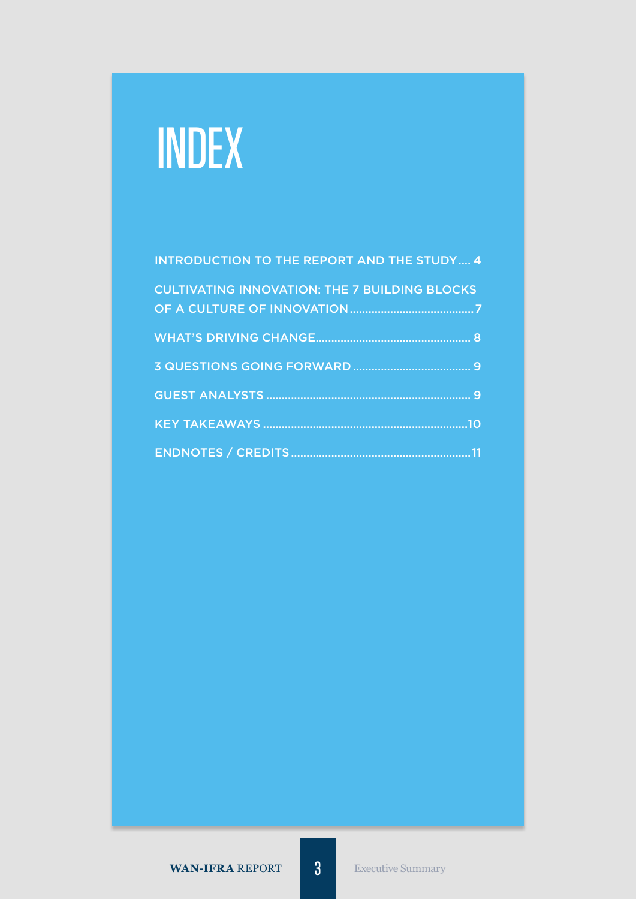# INDEX

INTRODUCTION TO THE REPORT AND THE STUDY .... 4

CULTIVATING INNOVATION: THE 7 BUILDING BLOCKS OF A CULTURE OF INNOVATION .... 7

WHAT'S DRIVING CHANGE .... 8

3 QUESTIONS GOING FORWARD .... 9

GUEST ANALYSTS .... 9

KEY TAKEAWAYS .... 10

ENDNOTES / CREDITS .... 11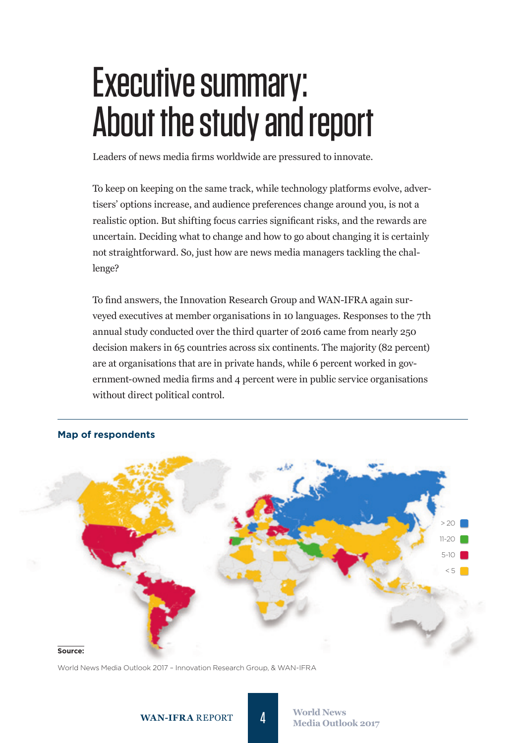# Executive summary: About the study and report

Leaders of news media firms worldwide are pressured to innovate.

To keep on keeping on the same track, while technology platforms evolve, advertisers' options increase, and audience preferences change around you, is not a realistic option. But shifting focus carries significant risks, and the rewards are uncertain. Deciding what to change and how to go about changing it is certainly not straightforward. So, just how are news media managers tackling the challenge?

To find answers, the Innovation Research Group and WAN-IFRA again surveyed executives at member organisations in 10 languages. Responses to the 7th annual study conducted over the third quarter of 2016 came from nearly 250 decision makers in 65 countries across six continents. The majority (82 percent) are at organisations that are in private hands, while 6 percent worked in government-owned media firms and 4 percent were in public service organisations without direct political control.

**Map of respondents**

> 20
11-20
5-10
< 5

**Source:**

World News Media Outlook 2017 – Innovation Research Group, & WAN-IFRA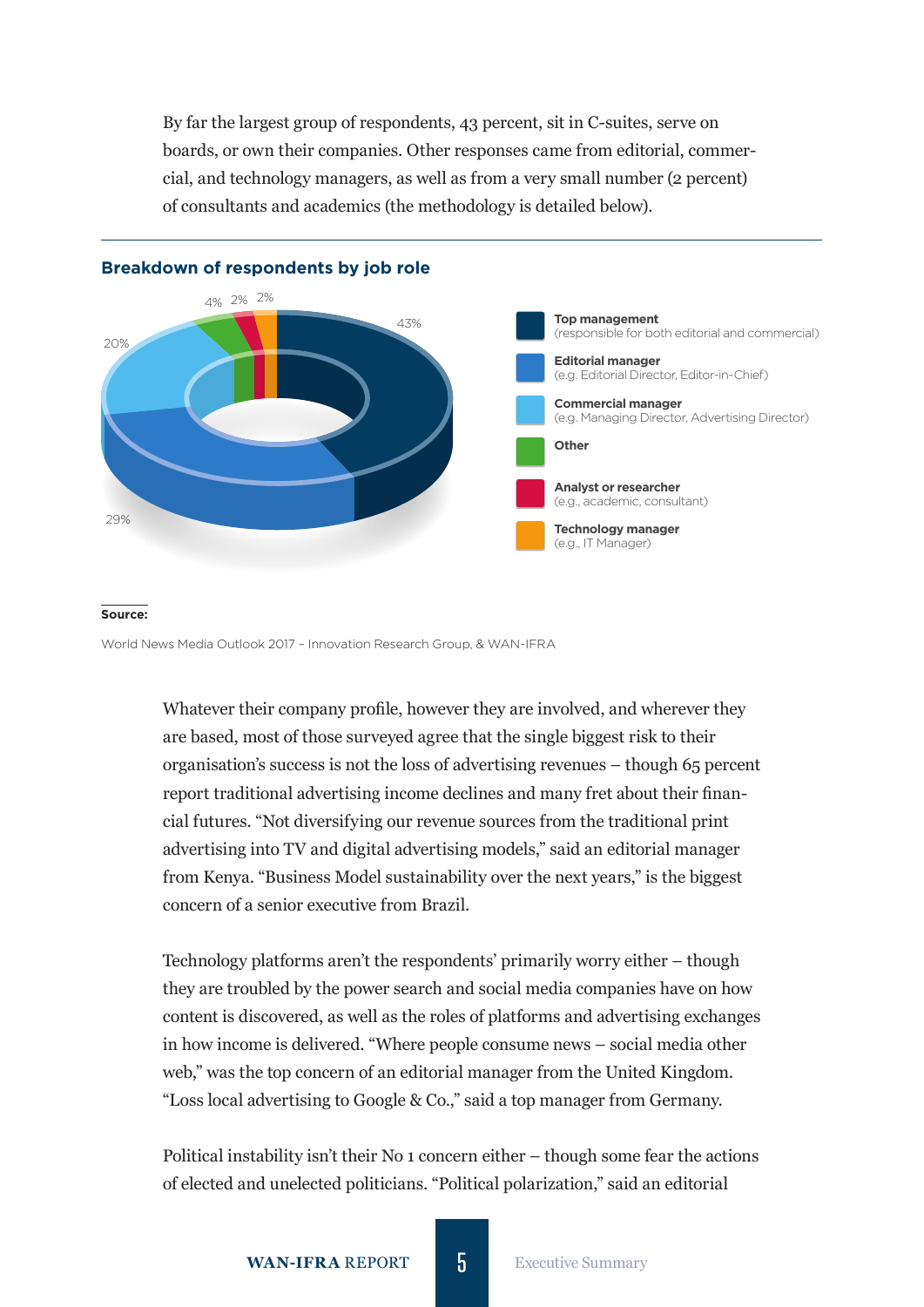By far the largest group of respondents, 43 percent, sit in C-suites, serve on boards, or own their companies. Other responses came from editorial, commercial, and technology managers, as well as from a very small number (2 percent) of consultants and academics (the methodology is detailed below).

### Breakdown of respondents by job role

| Job role | Share |
|---|---|
| Top management (responsible for both editorial and commercial) | 43% |
| Editorial manager (e.g. Editorial Director, Editor-in-Chief) | 29% |
| Commercial manager (e.g. Managing Director, Advertising Director) | 20% |
| Other | 4% |
| Analyst or researcher (e.g., academic, consultant) | 2% |
| Technology manager (e.g., IT Manager) | 2% |

**Source:**

World News Media Outlook 2017 – Innovation Research Group, & WAN-IFRA

Whatever their company profile, however they are involved, and wherever they are based, most of those surveyed agree that the single biggest risk to their organisation's success is not the loss of advertising revenues – though 65 percent report traditional advertising income declines and many fret about their financial futures. "Not diversifying our revenue sources from the traditional print advertising into TV and digital advertising models," said an editorial manager from Kenya. "Business Model sustainability over the next years," is the biggest concern of a senior executive from Brazil.

Technology platforms aren't the respondents' primarily worry either – though they are troubled by the power search and social media companies have on how content is discovered, as well as the roles of platforms and advertising exchanges in how income is delivered. "Where people consume news – social media other web," was the top concern of an editorial manager from the United Kingdom. "Loss local advertising to Google & Co.," said a top manager from Germany.

Political instability isn't their No 1 concern either – though some fear the actions of elected and unelected politicians. "Political polarization," said an editorial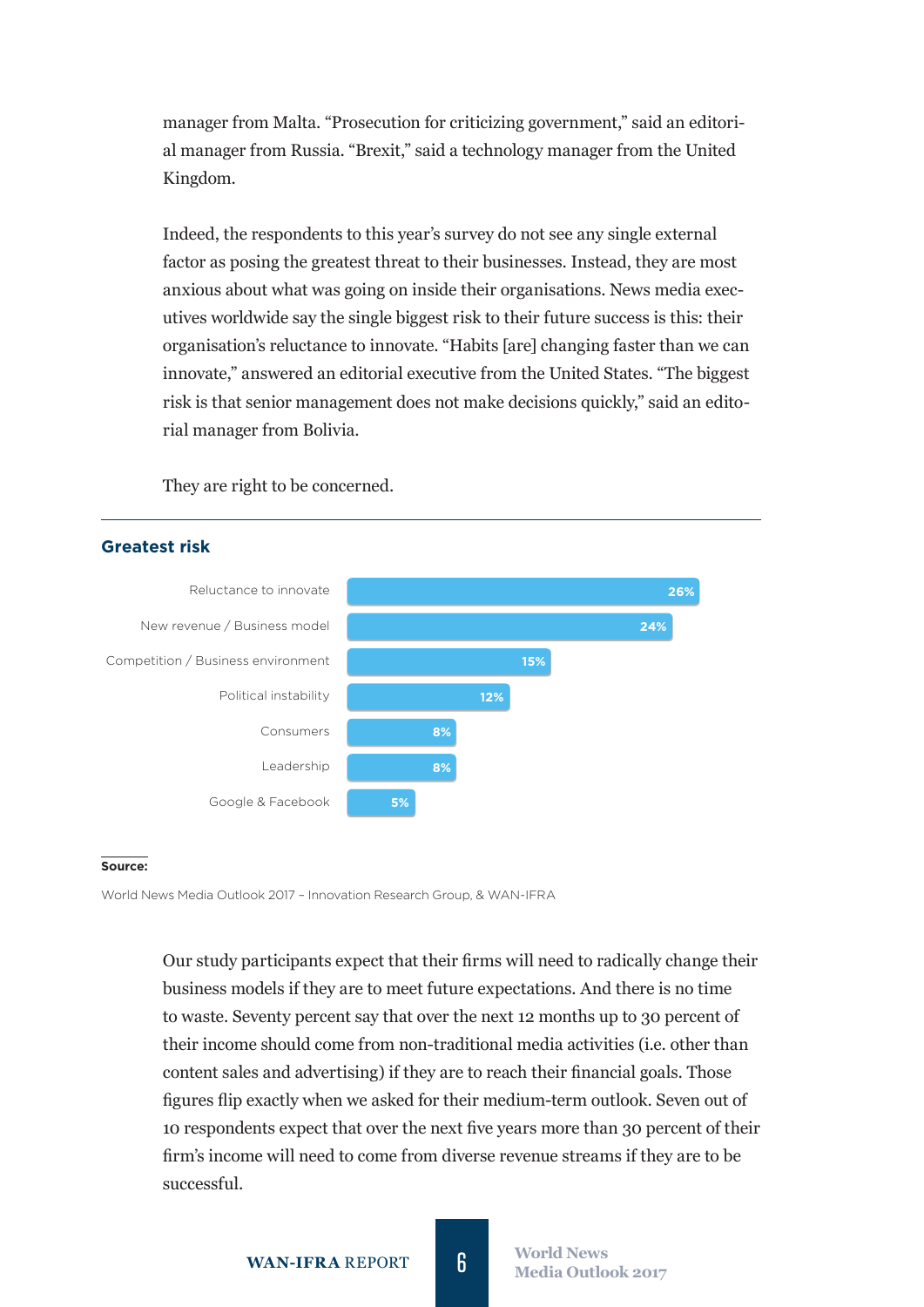manager from Malta. "Prosecution for criticizing government," said an editorial manager from Russia. "Brexit," said a technology manager from the United Kingdom.

Indeed, the respondents to this year's survey do not see any single external factor as posing the greatest threat to their businesses. Instead, they are most anxious about what was going on inside their organisations. News media executives worldwide say the single biggest risk to their future success is this: their organisation's reluctance to innovate. "Habits [are] changing faster than we can innovate," answered an editorial executive from the United States. "The biggest risk is that senior management does not make decisions quickly," said an editorial manager from Bolivia.

They are right to be concerned.

### Greatest risk

| Risk | Share |
|---|---|
| Reluctance to innovate | 26% |
| New revenue / Business model | 24% |
| Competition / Business environment | 15% |
| Political instability | 12% |
| Consumers | 8% |
| Leadership | 8% |
| Google & Facebook | 5% |

**Source:**

World News Media Outlook 2017 – Innovation Research Group, & WAN-IFRA

Our study participants expect that their firms will need to radically change their business models if they are to meet future expectations. And there is no time to waste. Seventy percent say that over the next 12 months up to 30 percent of their income should come from non-traditional media activities (i.e. other than content sales and advertising) if they are to reach their financial goals. Those figures flip exactly when we asked for their medium-term outlook. Seven out of 10 respondents expect that over the next five years more than 30 percent of their firm's income will need to come from diverse revenue streams if they are to be successful.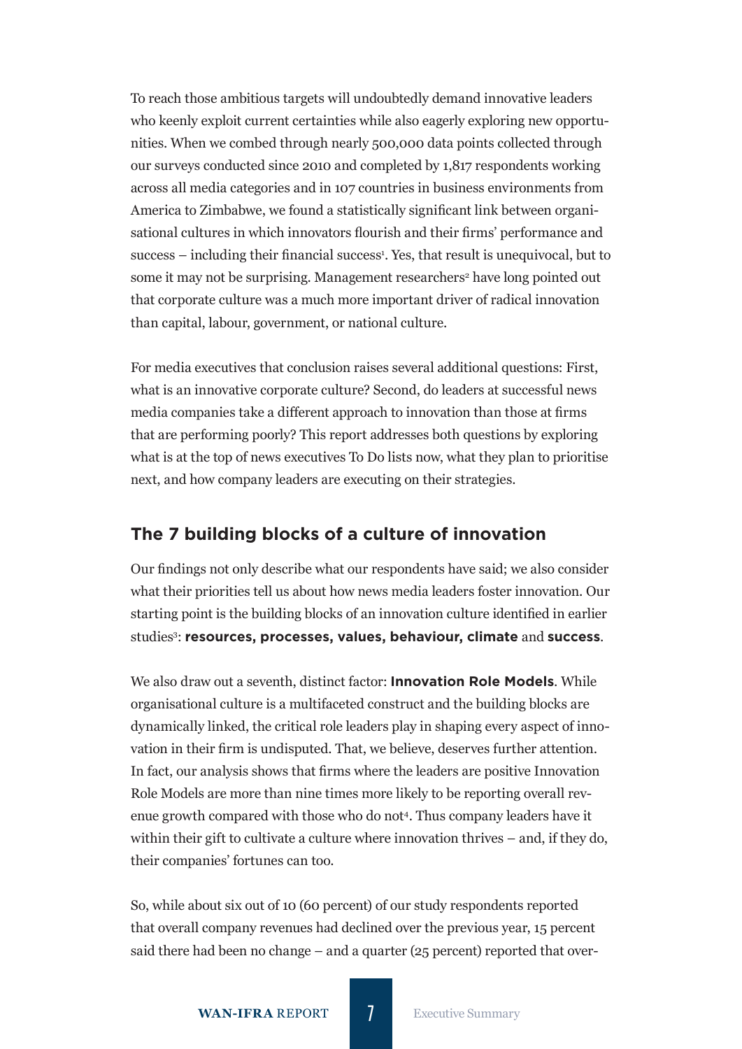To reach those ambitious targets will undoubtedly demand innovative leaders who keenly exploit current certainties while also eagerly exploring new opportunities. When we combed through nearly 500,000 data points collected through our surveys conducted since 2010 and completed by 1,817 respondents working across all media categories and in 107 countries in business environments from America to Zimbabwe, we found a statistically significant link between organisational cultures in which innovators flourish and their firms' performance and success – including their financial success[1]. Yes, that result is unequivocal, but to some it may not be surprising. Management researchers[2] have long pointed out that corporate culture was a much more important driver of radical innovation than capital, labour, government, or national culture.

For media executives that conclusion raises several additional questions: First, what is an innovative corporate culture? Second, do leaders at successful news media companies take a different approach to innovation than those at firms that are performing poorly? This report addresses both questions by exploring what is at the top of news executives To Do lists now, what they plan to prioritise next, and how company leaders are executing on their strategies.

## The 7 building blocks of a culture of innovation

Our findings not only describe what our respondents have said; we also consider what their priorities tell us about how news media leaders foster innovation. Our starting point is the building blocks of an innovation culture identified in earlier studies[3]: **resources, processes, values, behaviour, climate** and **success**.

We also draw out a seventh, distinct factor: **Innovation Role Models**. While organisational culture is a multifaceted construct and the building blocks are dynamically linked, the critical role leaders play in shaping every aspect of innovation in their firm is undisputed. That, we believe, deserves further attention. In fact, our analysis shows that firms where the leaders are positive Innovation Role Models are more than nine times more likely to be reporting overall revenue growth compared with those who do not[4]. Thus company leaders have it within their gift to cultivate a culture where innovation thrives – and, if they do, their companies' fortunes can too.

So, while about six out of 10 (60 percent) of our study respondents reported that overall company revenues had declined over the previous year, 15 percent said there had been no change – and a quarter (25 percent) reported that over-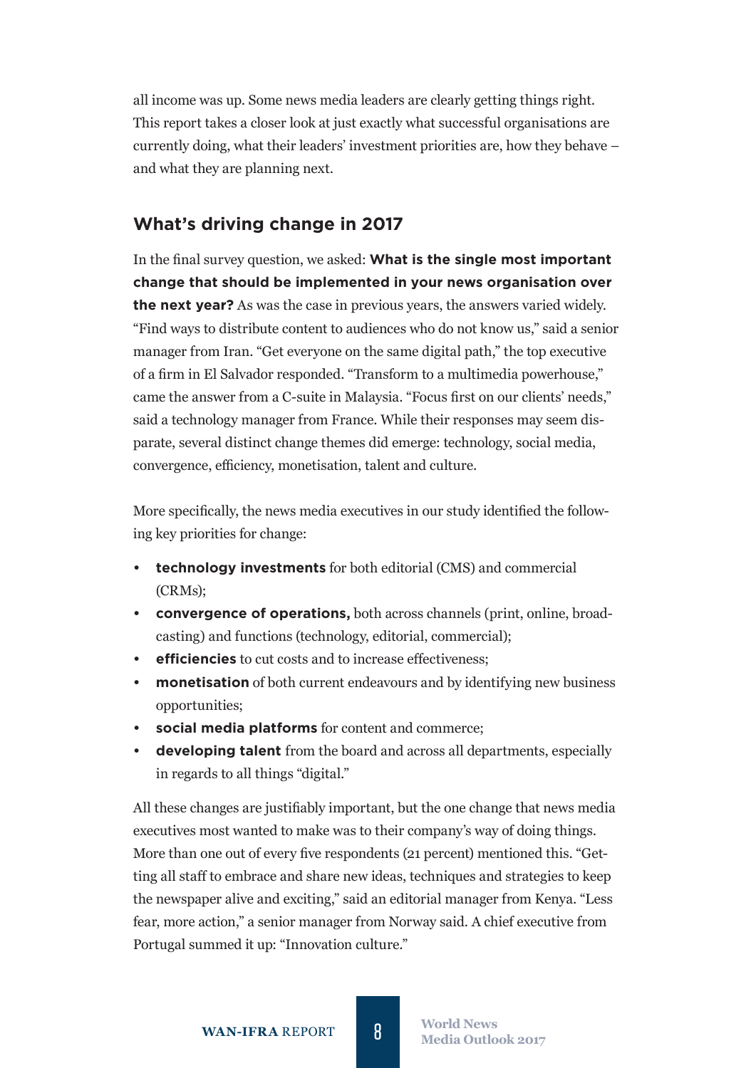all income was up. Some news media leaders are clearly getting things right. This report takes a closer look at just exactly what successful organisations are currently doing, what their leaders' investment priorities are, how they behave – and what they are planning next.

## What's driving change in 2017

In the final survey question, we asked: **What is the single most important change that should be implemented in your news organisation over the next year?** As was the case in previous years, the answers varied widely. "Find ways to distribute content to audiences who do not know us," said a senior manager from Iran. "Get everyone on the same digital path," the top executive of a firm in El Salvador responded. "Transform to a multimedia powerhouse," came the answer from a C-suite in Malaysia. "Focus first on our clients' needs," said a technology manager from France. While their responses may seem disparate, several distinct change themes did emerge: technology, social media, convergence, efficiency, monetisation, talent and culture.

More specifically, the news media executives in our study identified the following key priorities for change:

- **technology investments** for both editorial (CMS) and commercial (CRMs);
- **convergence of operations,** both across channels (print, online, broadcasting) and functions (technology, editorial, commercial);
- **efficiencies** to cut costs and to increase effectiveness;
- **monetisation** of both current endeavours and by identifying new business opportunities;
- **social media platforms** for content and commerce;
- **developing talent** from the board and across all departments, especially in regards to all things "digital."

All these changes are justifiably important, but the one change that news media executives most wanted to make was to their company's way of doing things. More than one out of every five respondents (21 percent) mentioned this. "Getting all staff to embrace and share new ideas, techniques and strategies to keep the newspaper alive and exciting," said an editorial manager from Kenya. "Less fear, more action," a senior manager from Norway said. A chief executive from Portugal summed it up: "Innovation culture."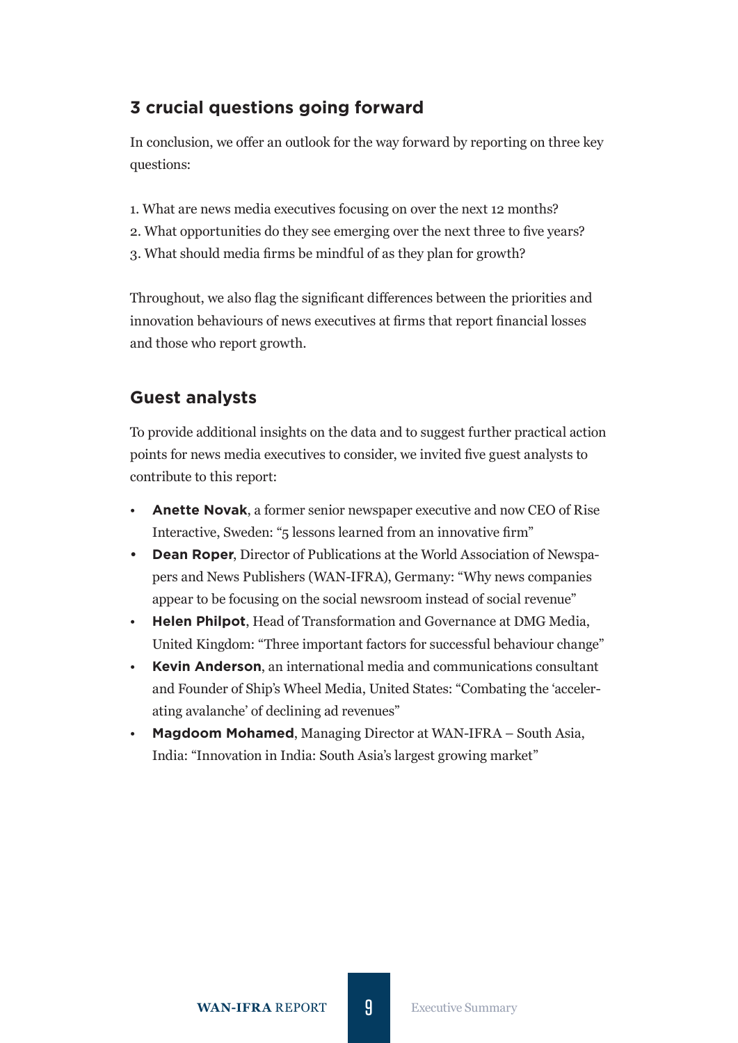## 3 crucial questions going forward

In conclusion, we offer an outlook for the way forward by reporting on three key questions:

1. What are news media executives focusing on over the next 12 months?
2. What opportunities do they see emerging over the next three to five years?
3. What should media firms be mindful of as they plan for growth?

Throughout, we also flag the significant differences between the priorities and innovation behaviours of news executives at firms that report financial losses and those who report growth.

## Guest analysts

To provide additional insights on the data and to suggest further practical action points for news media executives to consider, we invited five guest analysts to contribute to this report:

- **Anette Novak**, a former senior newspaper executive and now CEO of Rise Interactive, Sweden: "5 lessons learned from an innovative firm"
- **Dean Roper**, Director of Publications at the World Association of Newspapers and News Publishers (WAN-IFRA), Germany: "Why news companies appear to be focusing on the social newsroom instead of social revenue"
- **Helen Philpot**, Head of Transformation and Governance at DMG Media, United Kingdom: "Three important factors for successful behaviour change"
- **Kevin Anderson**, an international media and communications consultant and Founder of Ship's Wheel Media, United States: "Combating the 'accelerating avalanche' of declining ad revenues"
- **Magdoom Mohamed**, Managing Director at WAN-IFRA – South Asia, India: "Innovation in India: South Asia's largest growing market"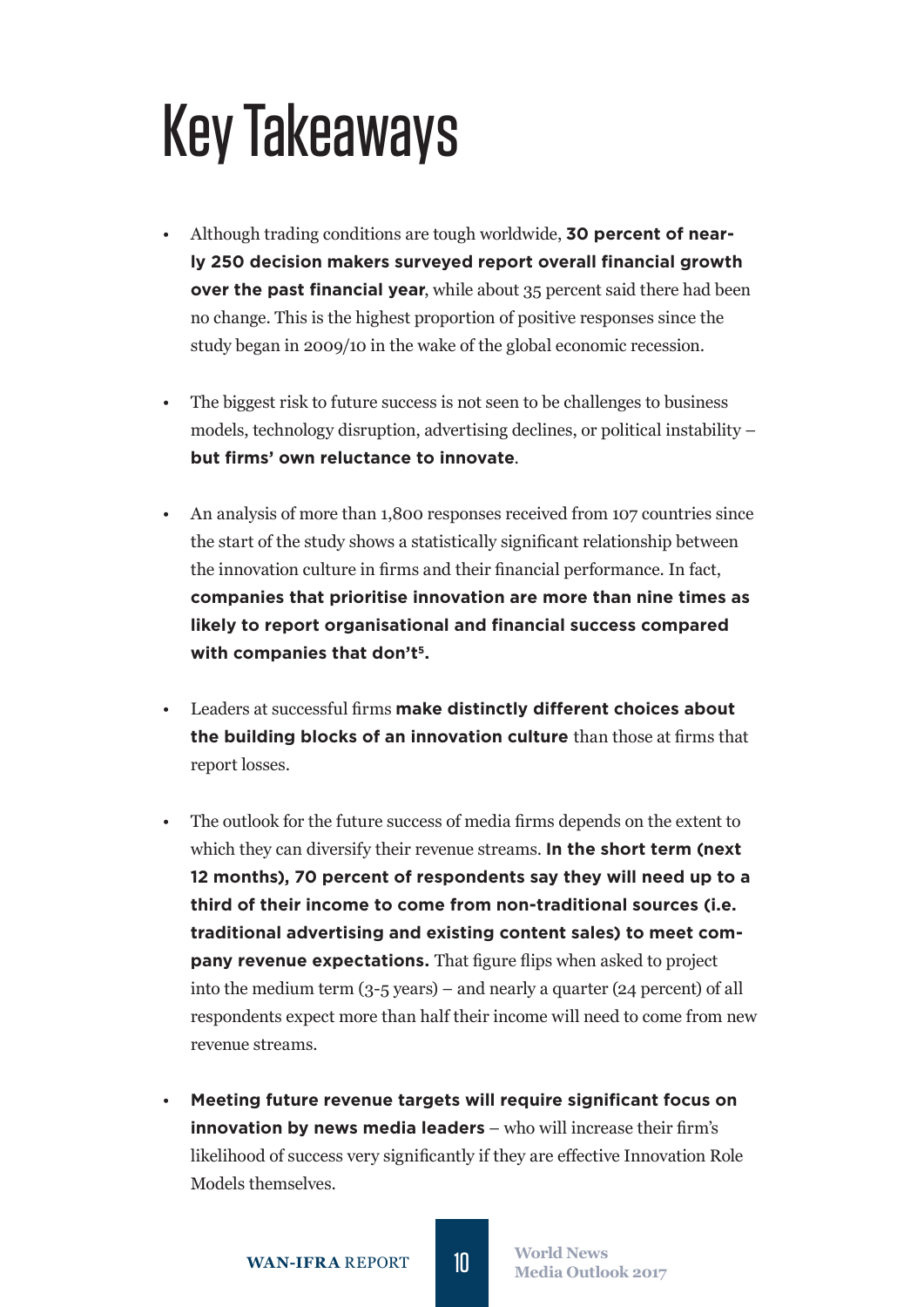# Key Takeaways

- Although trading conditions are tough worldwide, **30 percent of nearly 250 decision makers surveyed report overall financial growth over the past financial year**, while about 35 percent said there had been no change. This is the highest proportion of positive responses since the study began in 2009/10 in the wake of the global economic recession.

- The biggest risk to future success is not seen to be challenges to business models, technology disruption, advertising declines, or political instability – **but firms' own reluctance to innovate**.

- An analysis of more than 1,800 responses received from 107 countries since the start of the study shows a statistically significant relationship between the innovation culture in firms and their financial performance. In fact, **companies that prioritise innovation are more than nine times as likely to report organisational and financial success compared with companies that don't[5].**

- Leaders at successful firms **make distinctly different choices about the building blocks of an innovation culture** than those at firms that report losses.

- The outlook for the future success of media firms depends on the extent to which they can diversify their revenue streams. **In the short term (next 12 months), 70 percent of respondents say they will need up to a third of their income to come from non-traditional sources (i.e. traditional advertising and existing content sales) to meet company revenue expectations.** That figure flips when asked to project into the medium term (3-5 years) – and nearly a quarter (24 percent) of all respondents expect more than half their income will need to come from new revenue streams.

- **Meeting future revenue targets will require significant focus on innovation by news media leaders** – who will increase their firm's likelihood of success very significantly if they are effective Innovation Role Models themselves.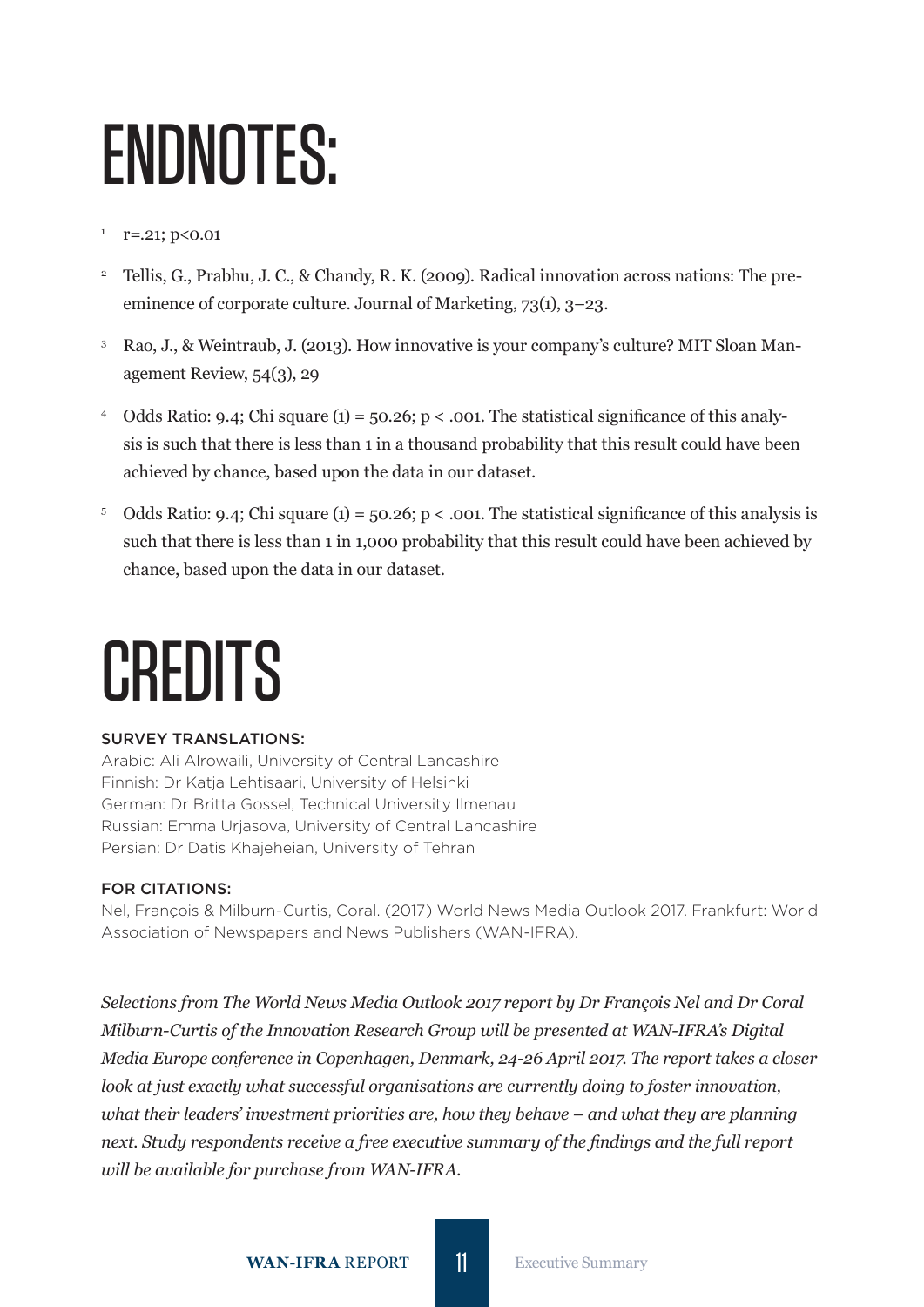# ENDNOTES:

1. $r=.21$; $p<0.01$

2. Tellis, G., Prabhu, J. C., & Chandy, R. K. (2009). Radical innovation across nations: The pre-eminence of corporate culture. Journal of Marketing, 73(1), 3–23.

3. Rao, J., & Weintraub, J. (2013). How innovative is your company's culture? MIT Sloan Management Review, 54(3), 29

4. Odds Ratio: 9.4; Chi square (1) = 50.26; $p < .001$. The statistical significance of this analysis is such that there is less than 1 in a thousand probability that this result could have been achieved by chance, based upon the data in our dataset.

5. Odds Ratio: 9.4; Chi square (1) = 50.26; $p < .001$. The statistical significance of this analysis is such that there is less than 1 in 1,000 probability that this result could have been achieved by chance, based upon the data in our dataset.

# CREDITS

### SURVEY TRANSLATIONS:

Arabic: Ali Alrowaili, University of Central Lancashire  
Finnish: Dr Katja Lehtisaari, University of Helsinki  
German: Dr Britta Gossel, Technical University Ilmenau  
Russian: Emma Urjasova, University of Central Lancashire  
Persian: Dr Datis Khajeheian, University of Tehran

### FOR CITATIONS:

Nel, François & Milburn-Curtis, Coral. (2017) World News Media Outlook 2017. Frankfurt: World Association of Newspapers and News Publishers (WAN-IFRA).

*Selections from The World News Media Outlook 2017 report by Dr François Nel and Dr Coral Milburn-Curtis of the Innovation Research Group will be presented at WAN-IFRA's Digital Media Europe conference in Copenhagen, Denmark, 24-26 April 2017. The report takes a closer look at just exactly what successful organisations are currently doing to foster innovation, what their leaders' investment priorities are, how they behave – and what they are planning next. Study respondents receive a free executive summary of the findings and the full report will be available for purchase from WAN-IFRA.*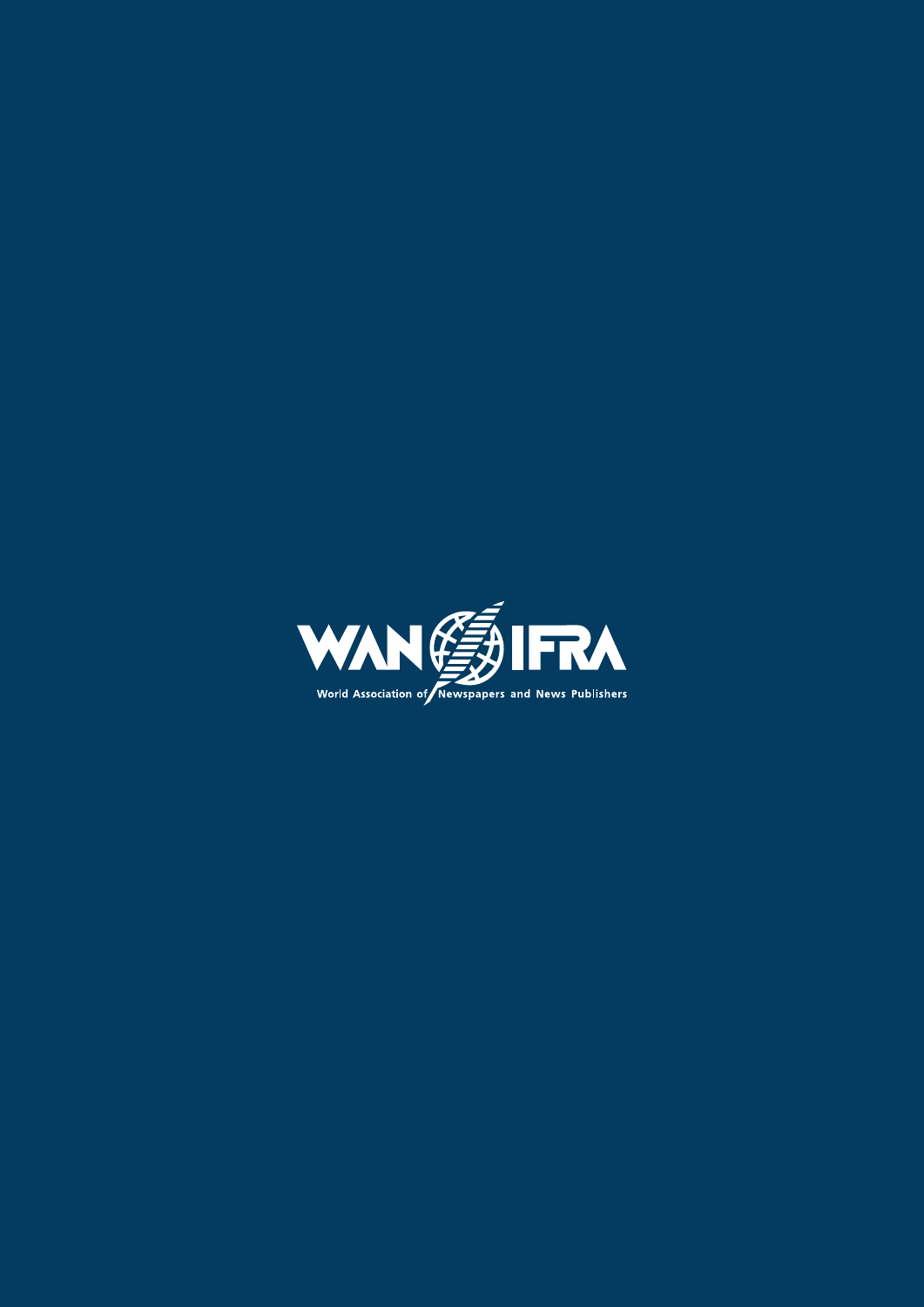WAN IFRA

World Association of Newspapers and News Publishers